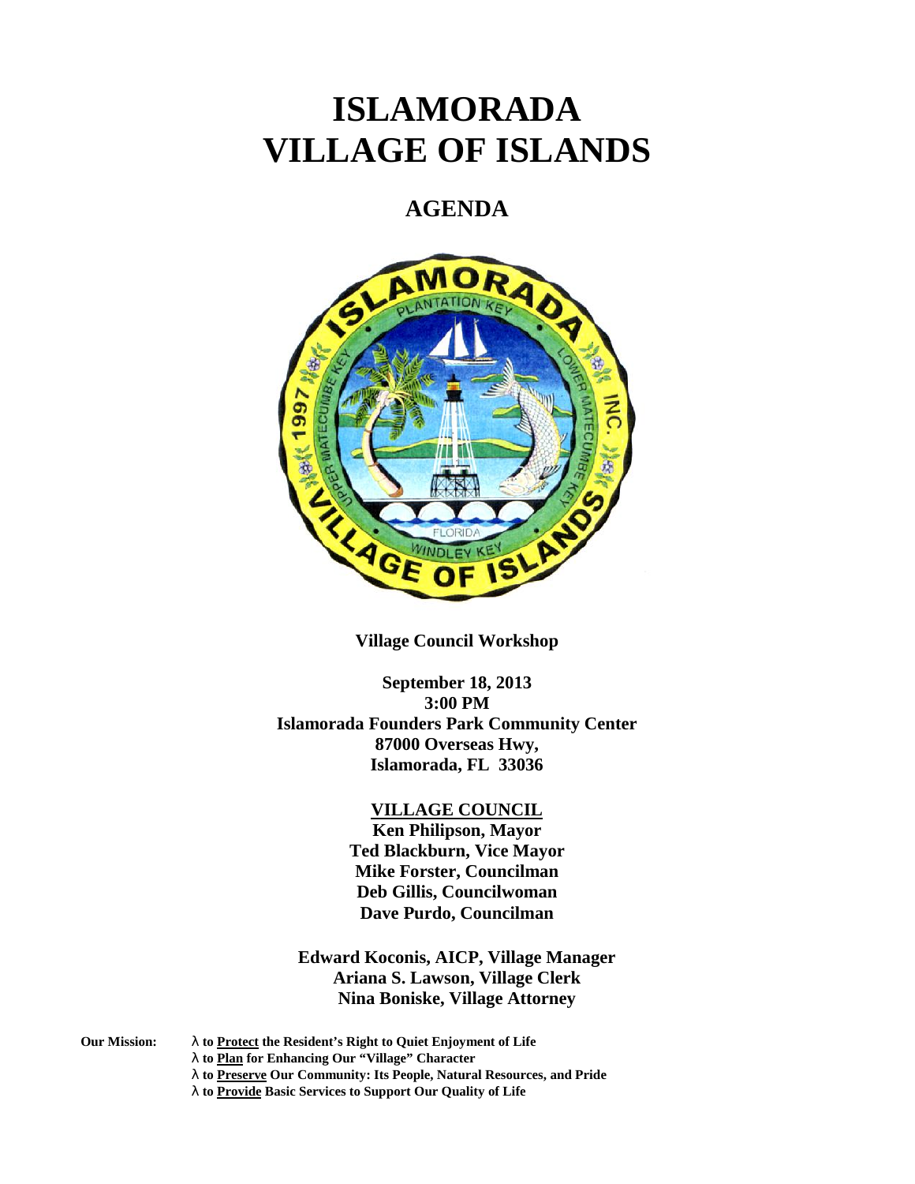# ISLAMORADA
# VILLAGE OF ISLANDS

## AGENDA

**Village Council Workshop**

**September 18, 2013**
**3:00 PM**
**Islamorada Founders Park Community Center**
**87000 Overseas Hwy,**
**Islamorada, FL 33036**

**VILLAGE COUNCIL**
**Ken Philipson, Mayor**
**Ted Blackburn, Vice Mayor**
**Mike Forster, Councilman**
**Deb Gillis, Councilwoman**
**Dave Purdo, Councilman**

**Edward Koconis, AICP, Village Manager**
**Ariana S. Lawson, Village Clerk**
**Nina Boniske, Village Attorney**

**Our Mission:**
- **to Protect the Resident's Right to Quiet Enjoyment of Life**
- **to Plan for Enhancing Our "Village" Character**
- **to Preserve Our Community: Its People, Natural Resources, and Pride**
- **to Provide Basic Services to Support Our Quality of Life**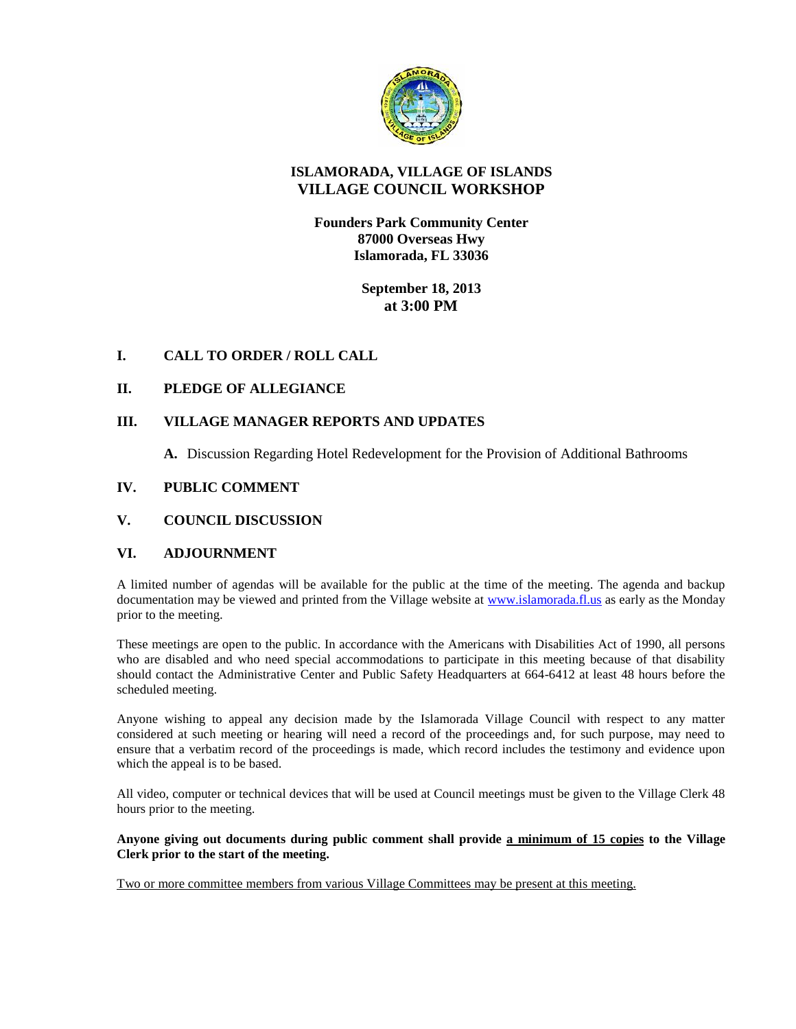# ISLAMORADA, VILLAGE OF ISLANDS
## VILLAGE COUNCIL WORKSHOP

**Founders Park Community Center**
**87000 Overseas Hwy**
**Islamorada, FL 33036**

**September 18, 2013**
**at 3:00 PM**

## I. CALL TO ORDER / ROLL CALL

## II. PLEDGE OF ALLEGIANCE

## III. VILLAGE MANAGER REPORTS AND UPDATES

**A.** Discussion Regarding Hotel Redevelopment for the Provision of Additional Bathrooms

## IV. PUBLIC COMMENT

## V. COUNCIL DISCUSSION

## VI. ADJOURNMENT

A limited number of agendas will be available for the public at the time of the meeting. The agenda and backup documentation may be viewed and printed from the Village website at www.islamorada.fl.us as early as the Monday prior to the meeting.

These meetings are open to the public. In accordance with the Americans with Disabilities Act of 1990, all persons who are disabled and who need special accommodations to participate in this meeting because of that disability should contact the Administrative Center and Public Safety Headquarters at 664-6412 at least 48 hours before the scheduled meeting.

Anyone wishing to appeal any decision made by the Islamorada Village Council with respect to any matter considered at such meeting or hearing will need a record of the proceedings and, for such purpose, may need to ensure that a verbatim record of the proceedings is made, which record includes the testimony and evidence upon which the appeal is to be based.

All video, computer or technical devices that will be used at Council meetings must be given to the Village Clerk 48 hours prior to the meeting.

**Anyone giving out documents during public comment shall provide <u>a minimum of 15 copies</u> to the Village Clerk prior to the start of the meeting.**

<u>Two or more committee members from various Village Committees may be present at this meeting.</u>